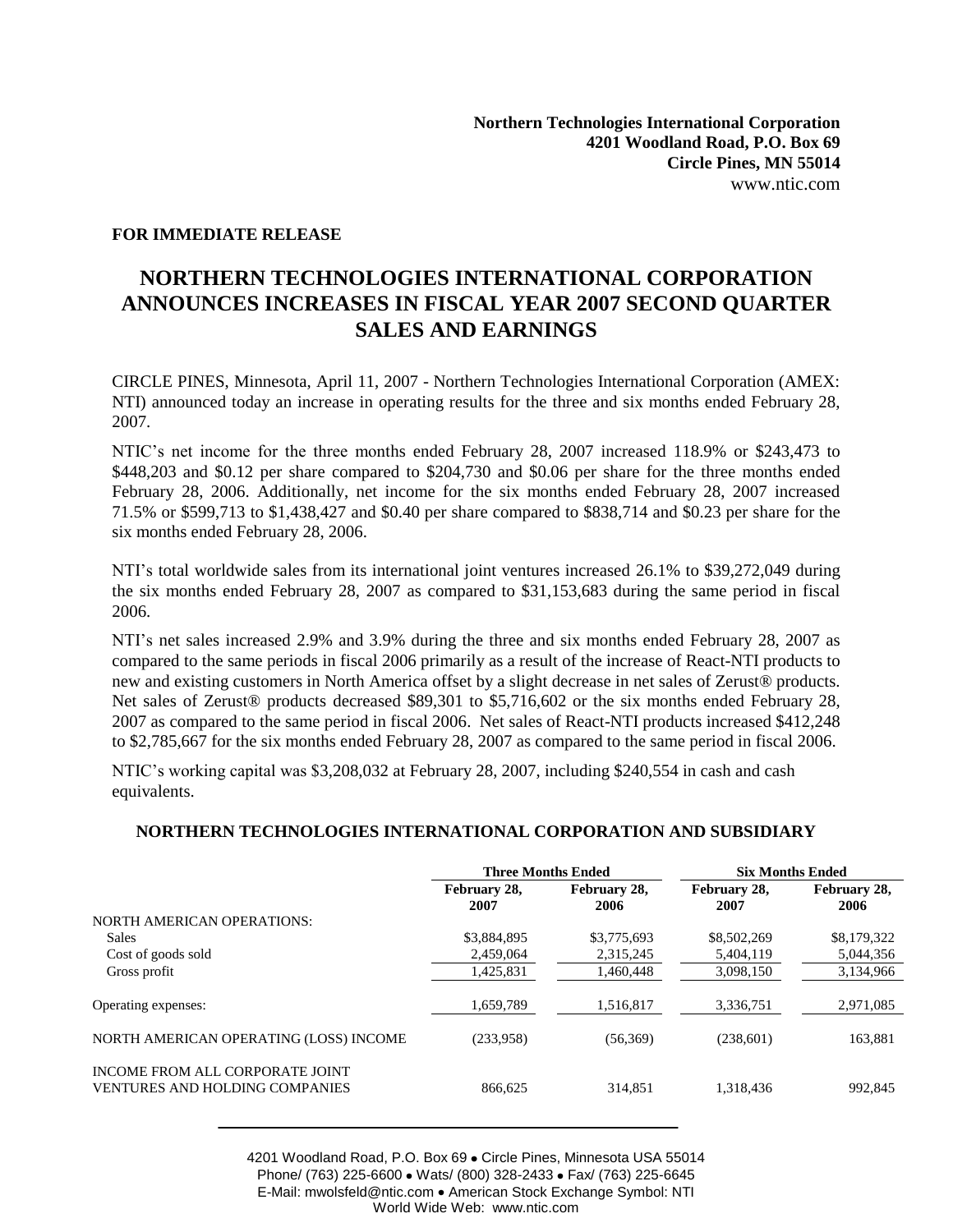**Northern Technologies International Corporation**
**4201 Woodland Road, P.O. Box 69**
**Circle Pines, MN 55014**
www.ntic.com

**FOR IMMEDIATE RELEASE**

# NORTHERN TECHNOLOGIES INTERNATIONAL CORPORATION ANNOUNCES INCREASES IN FISCAL YEAR 2007 SECOND QUARTER SALES AND EARNINGS

CIRCLE PINES, Minnesota, April 11, 2007 - Northern Technologies International Corporation (AMEX: NTI) announced today an increase in operating results for the three and six months ended February 28, 2007.

NTIC's net income for the three months ended February 28, 2007 increased 118.9% or $243,473 to $448,203 and $0.12 per share compared to $204,730 and $0.06 per share for the three months ended February 28, 2006. Additionally, net income for the six months ended February 28, 2007 increased 71.5% or $599,713 to $1,438,427 and $0.40 per share compared to $838,714 and $0.23 per share for the six months ended February 28, 2006.

NTI's total worldwide sales from its international joint ventures increased 26.1% to $39,272,049 during the six months ended February 28, 2007 as compared to $31,153,683 during the same period in fiscal 2006.

NTI's net sales increased 2.9% and 3.9% during the three and six months ended February 28, 2007 as compared to the same periods in fiscal 2006 primarily as a result of the increase of React-NTI products to new and existing customers in North America offset by a slight decrease in net sales of Zerust® products. Net sales of Zerust® products decreased $89,301 to $5,716,602 or the six months ended February 28, 2007 as compared to the same period in fiscal 2006. Net sales of React-NTI products increased $412,248 to $2,785,667 for the six months ended February 28, 2007 as compared to the same period in fiscal 2006.

NTIC's working capital was $3,208,032 at February 28, 2007, including $240,554 in cash and cash equivalents.

**NORTHERN TECHNOLOGIES INTERNATIONAL CORPORATION AND SUBSIDIARY**

| | Three Months Ended | | Six Months Ended | |
|---|---|---|---|---|
| | February 28, 2007 | February 28, 2006 | February 28, 2007 | February 28, 2006 |
| NORTH AMERICAN OPERATIONS: | | | | |
| Sales | $3,884,895 | $3,775,693 | $8,502,269 | $8,179,322 |
| Cost of goods sold | 2,459,064 | 2,315,245 | 5,404,119 | 5,044,356 |
| Gross profit | 1,425,831 | 1,460,448 | 3,098,150 | 3,134,966 |
| Operating expenses: | 1,659,789 | 1,516,817 | 3,336,751 | 2,971,085 |
| NORTH AMERICAN OPERATING (LOSS) INCOME | (233,958) | (56,369) | (238,601) | 163,881 |
| INCOME FROM ALL CORPORATE JOINT VENTURES AND HOLDING COMPANIES | 866,625 | 314,851 | 1,318,436 | 992,845 |

4201 Woodland Road, P.O. Box 69 • Circle Pines, Minnesota USA 55014
Phone/ (763) 225-6600 • Wats/ (800) 328-2433 • Fax/ (763) 225-6645
E-Mail: mwolsfeld@ntic.com • American Stock Exchange Symbol: NTI
World Wide Web: www.ntic.com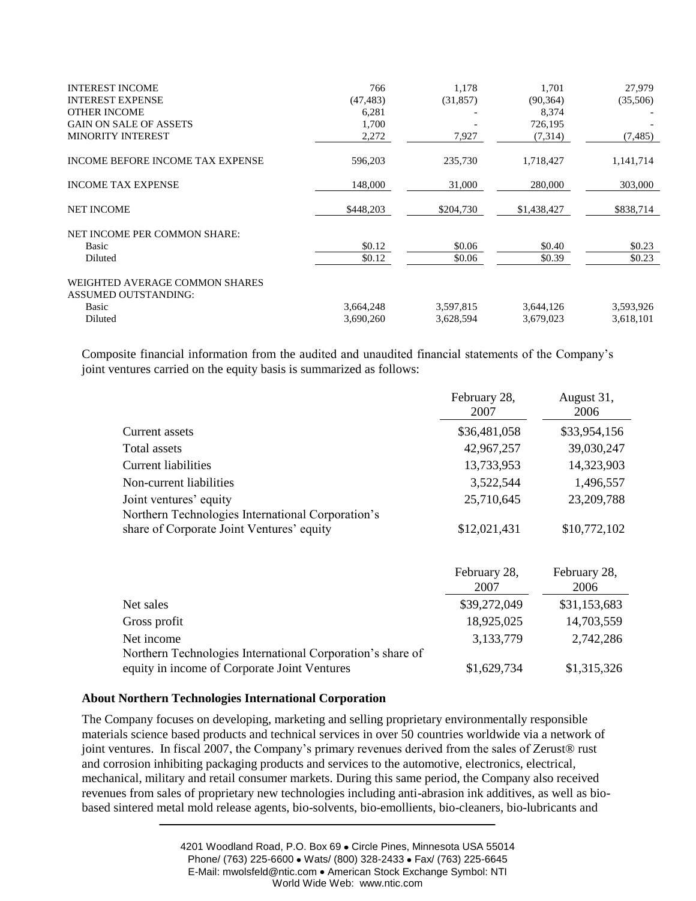| | | | | |
|---|---|---|---|---|
| INTEREST INCOME | 766 | 1,178 | 1,701 | 27,979 |
| INTEREST EXPENSE | (47,483) | (31,857) | (90,364) | (35,506) |
| OTHER INCOME | 6,281 | - | 8,374 | - |
| GAIN ON SALE OF ASSETS | 1,700 | - | 726,195 | - |
| MINORITY INTEREST | 2,272 | 7,927 | (7,314) | (7,485) |
| INCOME BEFORE INCOME TAX EXPENSE | 596,203 | 235,730 | 1,718,427 | 1,141,714 |
| INCOME TAX EXPENSE | 148,000 | 31,000 | 280,000 | 303,000 |
| NET INCOME | $448,203 | $204,730 | $1,438,427 | $838,714 |
| NET INCOME PER COMMON SHARE: | | | | |
| Basic | $0.12 | $0.06 | $0.40 | $0.23 |
| Diluted | $0.12 | $0.06 | $0.39 | $0.23 |
| WEIGHTED AVERAGE COMMON SHARES ASSUMED OUTSTANDING: | | | | |
| Basic | 3,664,248 | 3,597,815 | 3,644,126 | 3,593,926 |
| Diluted | 3,690,260 | 3,628,594 | 3,679,023 | 3,618,101 |

Composite financial information from the audited and unaudited financial statements of the Company's joint ventures carried on the equity basis is summarized as follows:

| | February 28, 2007 | August 31, 2006 |
|---|---|---|
| Current assets | $36,481,058 | $33,954,156 |
| Total assets | 42,967,257 | 39,030,247 |
| Current liabilities | 13,733,953 | 14,323,903 |
| Non-current liabilities | 3,522,544 | 1,496,557 |
| Joint ventures' equity | 25,710,645 | 23,209,788 |
| Northern Technologies International Corporation's share of Corporate Joint Ventures' equity | $12,021,431 | $10,772,102 |

| | February 28, 2007 | February 28, 2006 |
|---|---|---|
| Net sales | $39,272,049 | $31,153,683 |
| Gross profit | 18,925,025 | 14,703,559 |
| Net income | 3,133,779 | 2,742,286 |
| Northern Technologies International Corporation's share of equity in income of Corporate Joint Ventures | $1,629,734 | $1,315,326 |

**About Northern Technologies International Corporation**

The Company focuses on developing, marketing and selling proprietary environmentally responsible materials science based products and technical services in over 50 countries worldwide via a network of joint ventures. In fiscal 2007, the Company's primary revenues derived from the sales of Zerust® rust and corrosion inhibiting packaging products and services to the automotive, electronics, electrical, mechanical, military and retail consumer markets. During this same period, the Company also received revenues from sales of proprietary new technologies including anti-abrasion ink additives, as well as bio-based sintered metal mold release agents, bio-solvents, bio-emollients, bio-cleaners, bio-lubricants and

4201 Woodland Road, P.O. Box 69 • Circle Pines, Minnesota USA 55014
Phone/ (763) 225-6600 • Wats/ (800) 328-2433 • Fax/ (763) 225-6645
E-Mail: mwolsfeld@ntic.com • American Stock Exchange Symbol: NTI
World Wide Web: www.ntic.com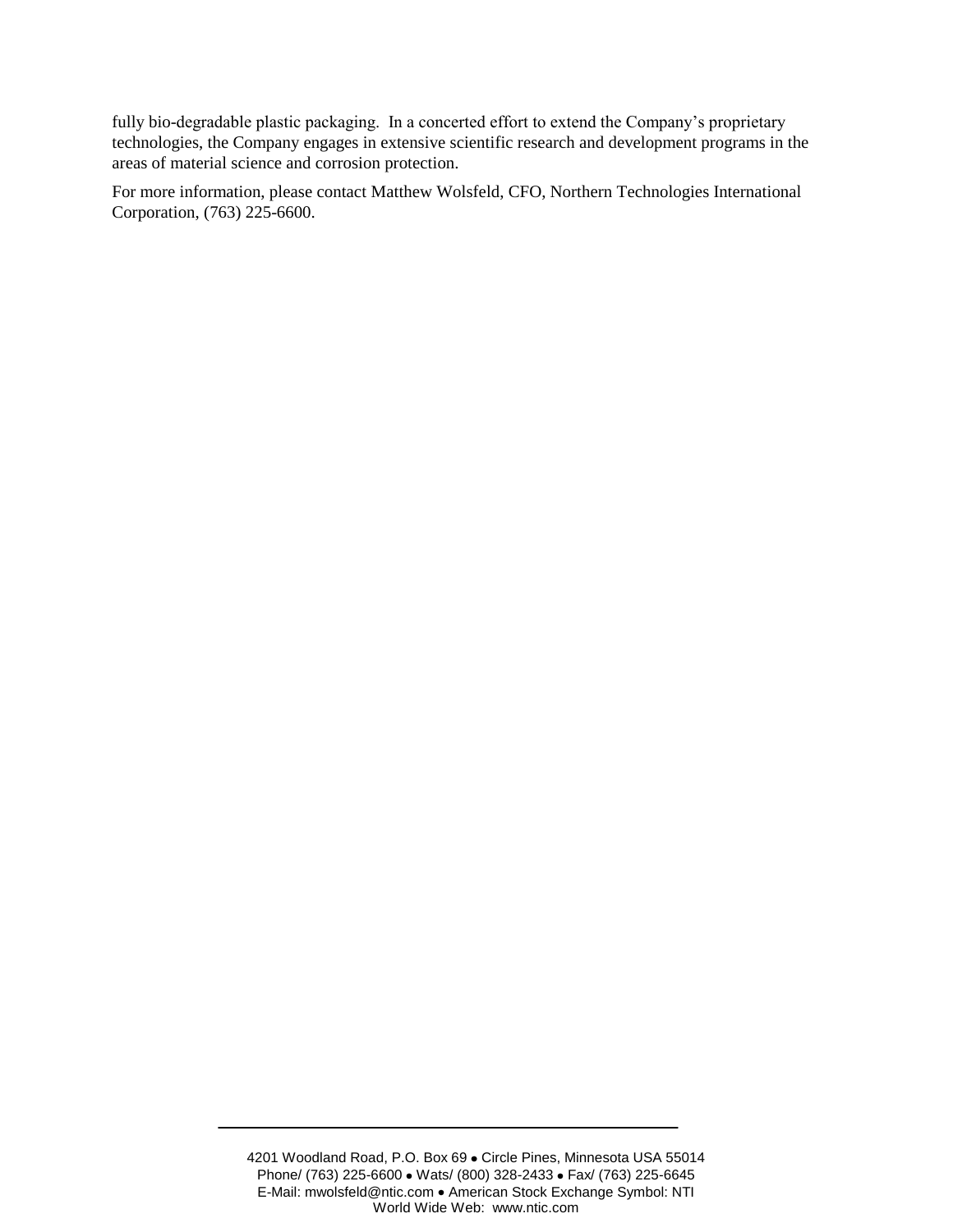fully bio-degradable plastic packaging.  In a concerted effort to extend the Company's proprietary technologies, the Company engages in extensive scientific research and development programs in the areas of material science and corrosion protection.

For more information, please contact Matthew Wolsfeld, CFO, Northern Technologies International Corporation, (763) 225-6600.

4201 Woodland Road, P.O. Box 69 • Circle Pines, Minnesota USA 55014
Phone/ (763) 225-6600 • Wats/ (800) 328-2433 • Fax/ (763) 225-6645
E-Mail: mwolsfeld@ntic.com • American Stock Exchange Symbol: NTI
World Wide Web:  www.ntic.com